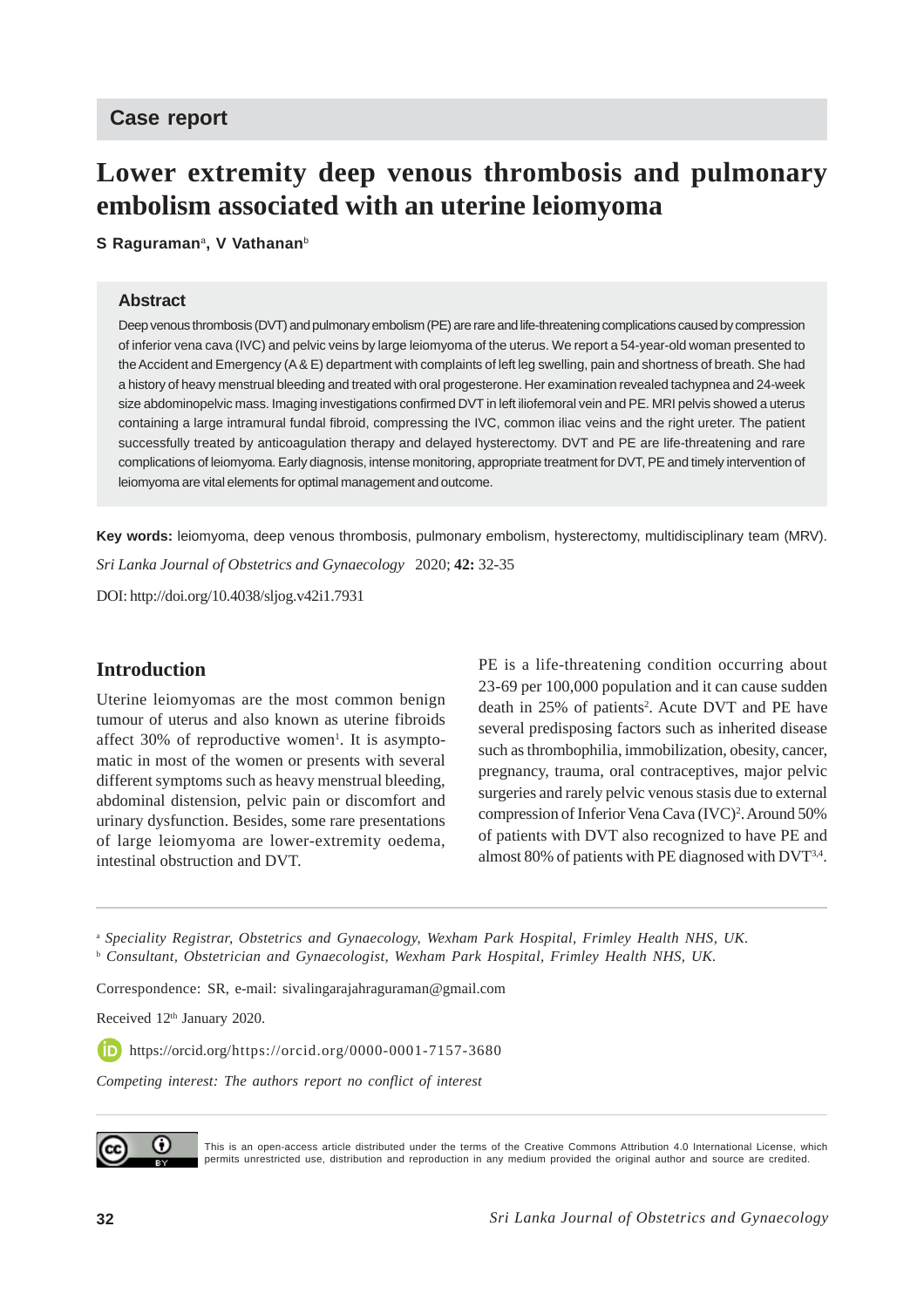Case report

# Lower extremity deep venous thrombosis and pulmonary embolism associated with an uterine leiomyoma

**S Raguraman**[a], **V Vathanan**[b]

## Abstract

Deep venous thrombosis (DVT) and pulmonary embolism (PE) are rare and life-threatening complications caused by compression of inferior vena cava (IVC) and pelvic veins by large leiomyoma of the uterus. We report a 54-year-old woman presented to the Accident and Emergency (A & E) department with complaints of left leg swelling, pain and shortness of breath. She had a history of heavy menstrual bleeding and treated with oral progesterone. Her examination revealed tachypnea and 24-week size abdominopelvic mass. Imaging investigations confirmed DVT in left iliofemoral vein and PE. MRI pelvis showed a uterus containing a large intramural fundal fibroid, compressing the IVC, common iliac veins and the right ureter. The patient successfully treated by anticoagulation therapy and delayed hysterectomy. DVT and PE are life-threatening and rare complications of leiomyoma. Early diagnosis, intense monitoring, appropriate treatment for DVT, PE and timely intervention of leiomyoma are vital elements for optimal management and outcome.

**Key words:** leiomyoma, deep venous thrombosis, pulmonary embolism, hysterectomy, multidisciplinary team (MRV).

*Sri Lanka Journal of Obstetrics and Gynaecology* 2020; **42:** 32-35

DOI: http://doi.org/10.4038/sljog.v42i1.7931

## Introduction

Uterine leiomyomas are the most common benign tumour of uterus and also known as uterine fibroids affect 30% of reproductive women[1]. It is asymptomatic in most of the women or presents with several different symptoms such as heavy menstrual bleeding, abdominal distension, pelvic pain or discomfort and urinary dysfunction. Besides, some rare presentations of large leiomyoma are lower-extremity oedema, intestinal obstruction and DVT.

PE is a life-threatening condition occurring about 23-69 per 100,000 population and it can cause sudden death in 25% of patients[2]. Acute DVT and PE have several predisposing factors such as inherited disease such as thrombophilia, immobilization, obesity, cancer, pregnancy, trauma, oral contraceptives, major pelvic surgeries and rarely pelvic venous stasis due to external compression of Inferior Vena Cava (IVC)[2]. Around 50% of patients with DVT also recognized to have PE and almost 80% of patients with PE diagnosed with DVT[3,4].

---

[a] *Speciality Registrar, Obstetrics and Gynaecology, Wexham Park Hospital, Frimley Health NHS, UK.*

[b] *Consultant, Obstetrician and Gynaecologist, Wexham Park Hospital, Frimley Health NHS, UK.*

Correspondence: SR, e-mail: sivalingarajahraguraman@gmail.com

Received 12th January 2020.

https://orcid.org/https://orcid.org/0000-0001-7157-3680

*Competing interest: The authors report no conflict of interest*

This is an open-access article distributed under the terms of the Creative Commons Attribution 4.0 International License, which permits unrestricted use, distribution and reproduction in any medium provided the original author and source are credited.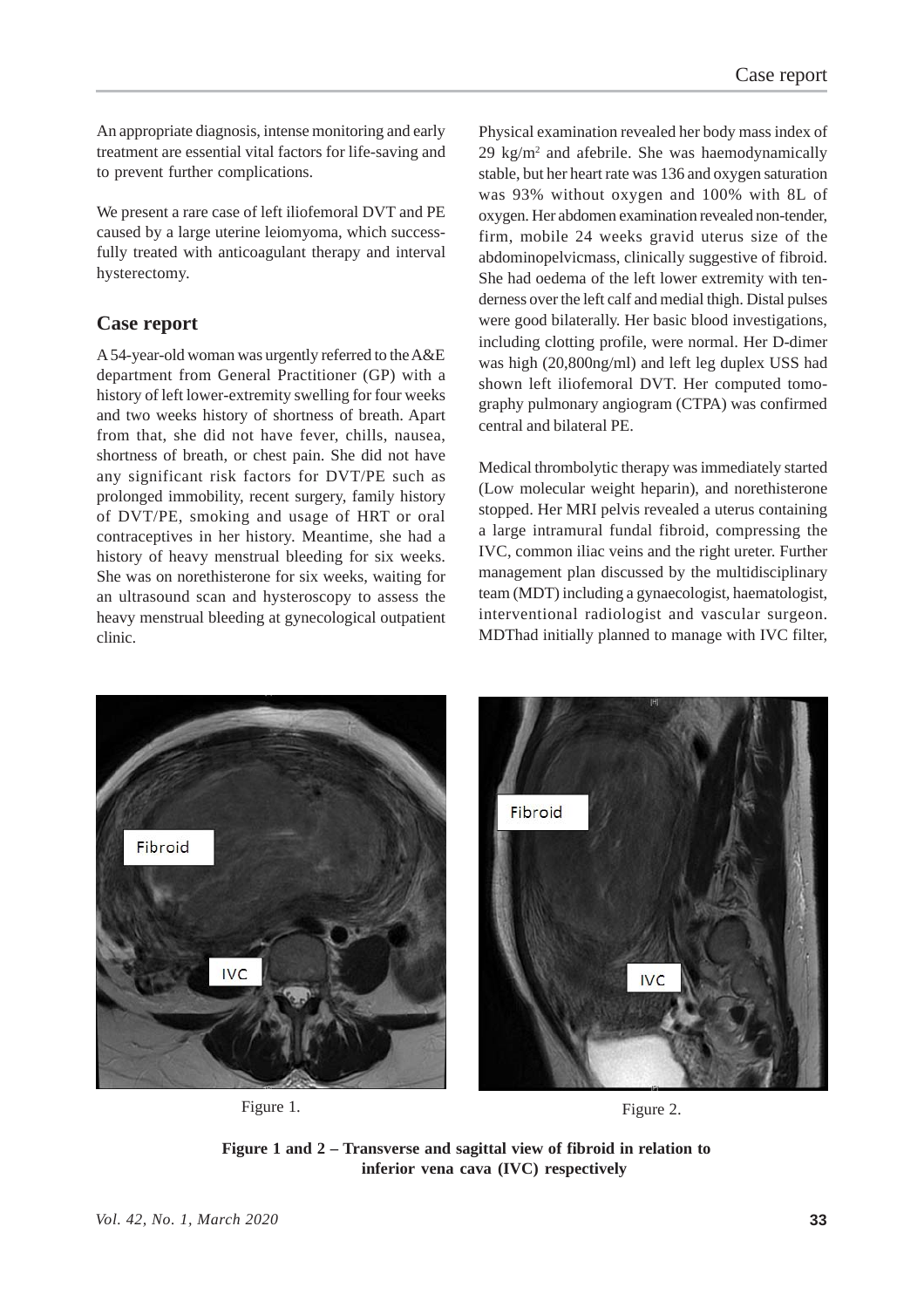An appropriate diagnosis, intense monitoring and early treatment are essential vital factors for life-saving and to prevent further complications.

We present a rare case of left iliofemoral DVT and PE caused by a large uterine leiomyoma, which successfully treated with anticoagulant therapy and interval hysterectomy.

## Case report

A 54-year-old woman was urgently referred to the A&E department from General Practitioner (GP) with a history of left lower-extremity swelling for four weeks and two weeks history of shortness of breath. Apart from that, she did not have fever, chills, nausea, shortness of breath, or chest pain. She did not have any significant risk factors for DVT/PE such as prolonged immobility, recent surgery, family history of DVT/PE, smoking and usage of HRT or oral contraceptives in her history. Meantime, she had a history of heavy menstrual bleeding for six weeks. She was on norethisterone for six weeks, waiting for an ultrasound scan and hysteroscopy to assess the heavy menstrual bleeding at gynecological outpatient clinic.

Physical examination revealed her body mass index of 29 kg/m$^2$ and afebrile. She was haemodynamically stable, but her heart rate was 136 and oxygen saturation was 93% without oxygen and 100% with 8L of oxygen. Her abdomen examination revealed non-tender, firm, mobile 24 weeks gravid uterus size of the abdominopelvicmass, clinically suggestive of fibroid. She had oedema of the left lower extremity with tenderness over the left calf and medial thigh. Distal pulses were good bilaterally. Her basic blood investigations, including clotting profile, were normal. Her D-dimer was high (20,800ng/ml) and left leg duplex USS had shown left iliofemoral DVT. Her computed tomography pulmonary angiogram (CTPA) was confirmed central and bilateral PE.

Medical thrombolytic therapy was immediately started (Low molecular weight heparin), and norethisterone stopped. Her MRI pelvis revealed a uterus containing a large intramural fundal fibroid, compressing the IVC, common iliac veins and the right ureter. Further management plan discussed by the multidisciplinary team (MDT) including a gynaecologist, haematologist, interventional radiologist and vascular surgeon. MDThad initially planned to manage with IVC filter,

Figure 1.

Figure 2.

**Figure 1 and 2 – Transverse and sagittal view of fibroid in relation to inferior vena cava (IVC) respectively**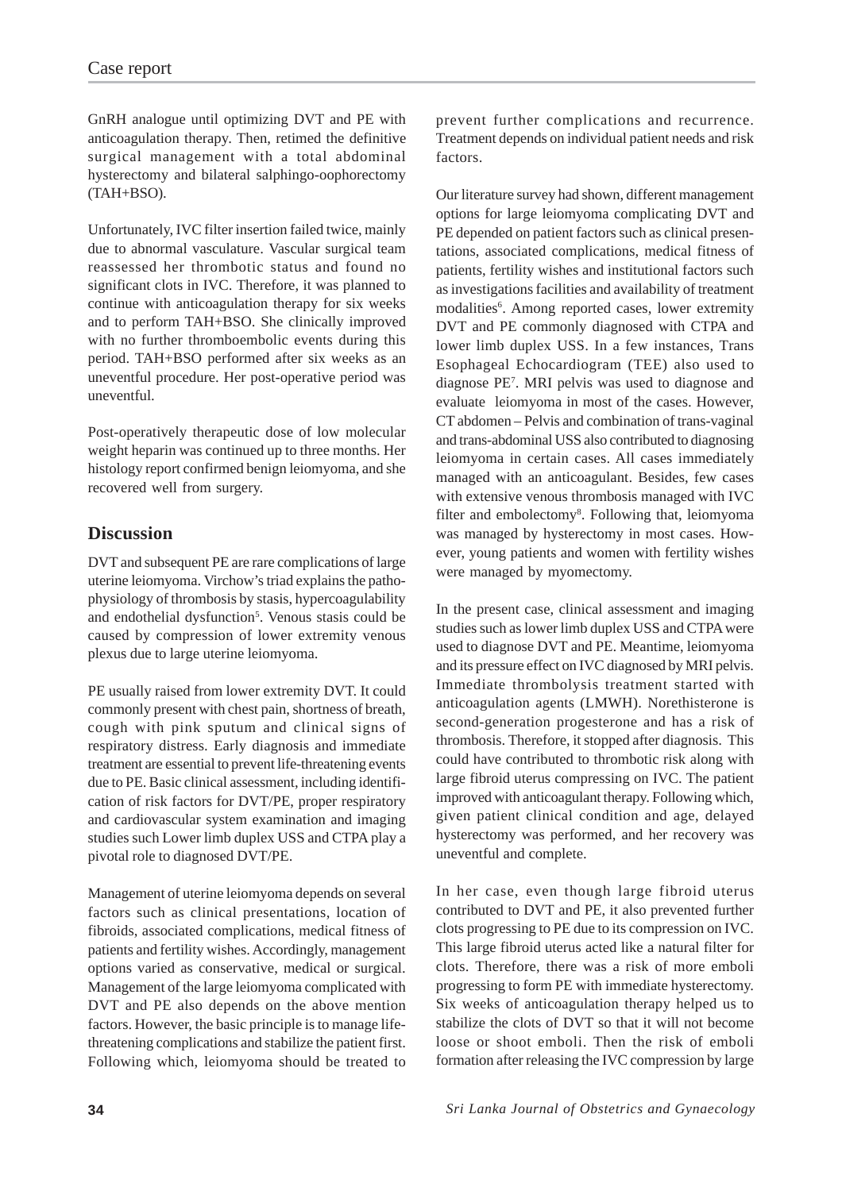GnRH analogue until optimizing DVT and PE with anticoagulation therapy. Then, retimed the definitive surgical management with a total abdominal hysterectomy and bilateral salphingo-oophorectomy (TAH+BSO).

Unfortunately, IVC filter insertion failed twice, mainly due to abnormal vasculature. Vascular surgical team reassessed her thrombotic status and found no significant clots in IVC. Therefore, it was planned to continue with anticoagulation therapy for six weeks and to perform TAH+BSO. She clinically improved with no further thromboembolic events during this period. TAH+BSO performed after six weeks as an uneventful procedure. Her post-operative period was uneventful.

Post-operatively therapeutic dose of low molecular weight heparin was continued up to three months. Her histology report confirmed benign leiomyoma, and she recovered well from surgery.

## Discussion

DVT and subsequent PE are rare complications of large uterine leiomyoma. Virchow's triad explains the pathophysiology of thrombosis by stasis, hypercoagulability and endothelial dysfunction[5]. Venous stasis could be caused by compression of lower extremity venous plexus due to large uterine leiomyoma.

PE usually raised from lower extremity DVT. It could commonly present with chest pain, shortness of breath, cough with pink sputum and clinical signs of respiratory distress. Early diagnosis and immediate treatment are essential to prevent life-threatening events due to PE. Basic clinical assessment, including identification of risk factors for DVT/PE, proper respiratory and cardiovascular system examination and imaging studies such Lower limb duplex USS and CTPA play a pivotal role to diagnosed DVT/PE.

Management of uterine leiomyoma depends on several factors such as clinical presentations, location of fibroids, associated complications, medical fitness of patients and fertility wishes. Accordingly, management options varied as conservative, medical or surgical. Management of the large leiomyoma complicated with DVT and PE also depends on the above mention factors. However, the basic principle is to manage life-threatening complications and stabilize the patient first. Following which, leiomyoma should be treated to prevent further complications and recurrence. Treatment depends on individual patient needs and risk factors.

Our literature survey had shown, different management options for large leiomyoma complicating DVT and PE depended on patient factors such as clinical presentations, associated complications, medical fitness of patients, fertility wishes and institutional factors such as investigations facilities and availability of treatment modalities[6]. Among reported cases, lower extremity DVT and PE commonly diagnosed with CTPA and lower limb duplex USS. In a few instances, Trans Esophageal Echocardiogram (TEE) also used to diagnose PE[7]. MRI pelvis was used to diagnose and evaluate leiomyoma in most of the cases. However, CT abdomen – Pelvis and combination of trans-vaginal and trans-abdominal USS also contributed to diagnosing leiomyoma in certain cases. All cases immediately managed with an anticoagulant. Besides, few cases with extensive venous thrombosis managed with IVC filter and embolectomy[8]. Following that, leiomyoma was managed by hysterectomy in most cases. However, young patients and women with fertility wishes were managed by myomectomy.

In the present case, clinical assessment and imaging studies such as lower limb duplex USS and CTPA were used to diagnose DVT and PE. Meantime, leiomyoma and its pressure effect on IVC diagnosed by MRI pelvis. Immediate thrombolysis treatment started with anticoagulation agents (LMWH). Norethisterone is second-generation progesterone and has a risk of thrombosis. Therefore, it stopped after diagnosis. This could have contributed to thrombotic risk along with large fibroid uterus compressing on IVC. The patient improved with anticoagulant therapy. Following which, given patient clinical condition and age, delayed hysterectomy was performed, and her recovery was uneventful and complete.

In her case, even though large fibroid uterus contributed to DVT and PE, it also prevented further clots progressing to PE due to its compression on IVC. This large fibroid uterus acted like a natural filter for clots. Therefore, there was a risk of more emboli progressing to form PE with immediate hysterectomy. Six weeks of anticoagulation therapy helped us to stabilize the clots of DVT so that it will not become loose or shoot emboli. Then the risk of emboli formation after releasing the IVC compression by large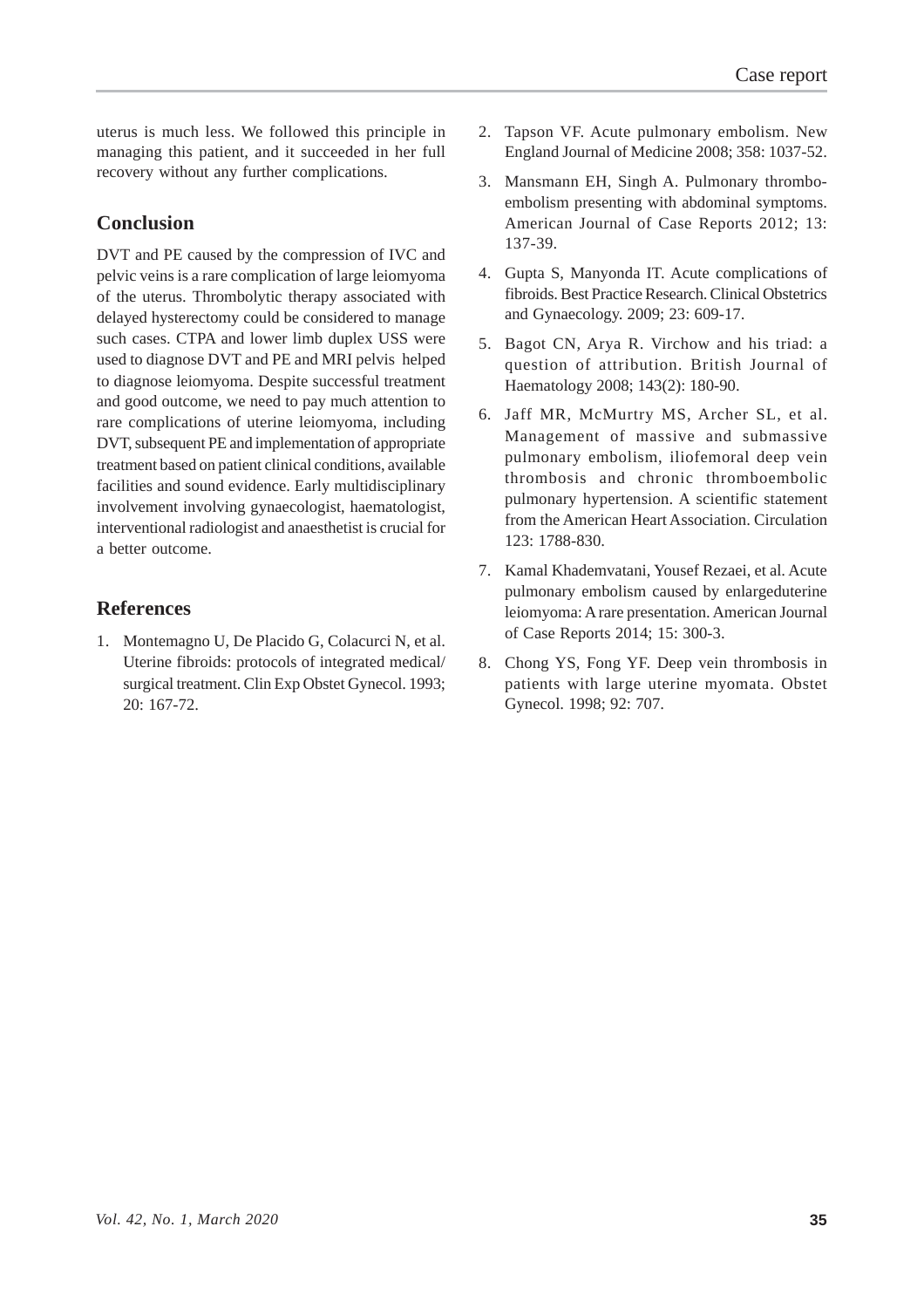uterus is much less. We followed this principle in managing this patient, and it succeeded in her full recovery without any further complications.

## Conclusion

DVT and PE caused by the compression of IVC and pelvic veins is a rare complication of large leiomyoma of the uterus. Thrombolytic therapy associated with delayed hysterectomy could be considered to manage such cases. CTPA and lower limb duplex USS were used to diagnose DVT and PE and MRI pelvis helped to diagnose leiomyoma. Despite successful treatment and good outcome, we need to pay much attention to rare complications of uterine leiomyoma, including DVT, subsequent PE and implementation of appropriate treatment based on patient clinical conditions, available facilities and sound evidence. Early multidisciplinary involvement involving gynaecologist, haematologist, interventional radiologist and anaesthetist is crucial for a better outcome.

## References

1. Montemagno U, De Placido G, Colacurci N, et al. Uterine fibroids: protocols of integrated medical/ surgical treatment. Clin Exp Obstet Gynecol. 1993; 20: 167-72.
2. Tapson VF. Acute pulmonary embolism. New England Journal of Medicine 2008; 358: 1037-52.
3. Mansmann EH, Singh A. Pulmonary thromboembolism presenting with abdominal symptoms. American Journal of Case Reports 2012; 13: 137-39.
4. Gupta S, Manyonda IT. Acute complications of fibroids. Best Practice Research. Clinical Obstetrics and Gynaecology. 2009; 23: 609-17.
5. Bagot CN, Arya R. Virchow and his triad: a question of attribution. British Journal of Haematology 2008; 143(2): 180-90.
6. Jaff MR, McMurtry MS, Archer SL, et al. Management of massive and submassive pulmonary embolism, iliofemoral deep vein thrombosis and chronic thromboembolic pulmonary hypertension. A scientific statement from the American Heart Association. Circulation 123: 1788-830.
7. Kamal Khademvatani, Yousef Rezaei, et al. Acute pulmonary embolism caused by enlargeduterine leiomyoma: A rare presentation. American Journal of Case Reports 2014; 15: 300-3.
8. Chong YS, Fong YF. Deep vein thrombosis in patients with large uterine myomata. Obstet Gynecol. 1998; 92: 707.